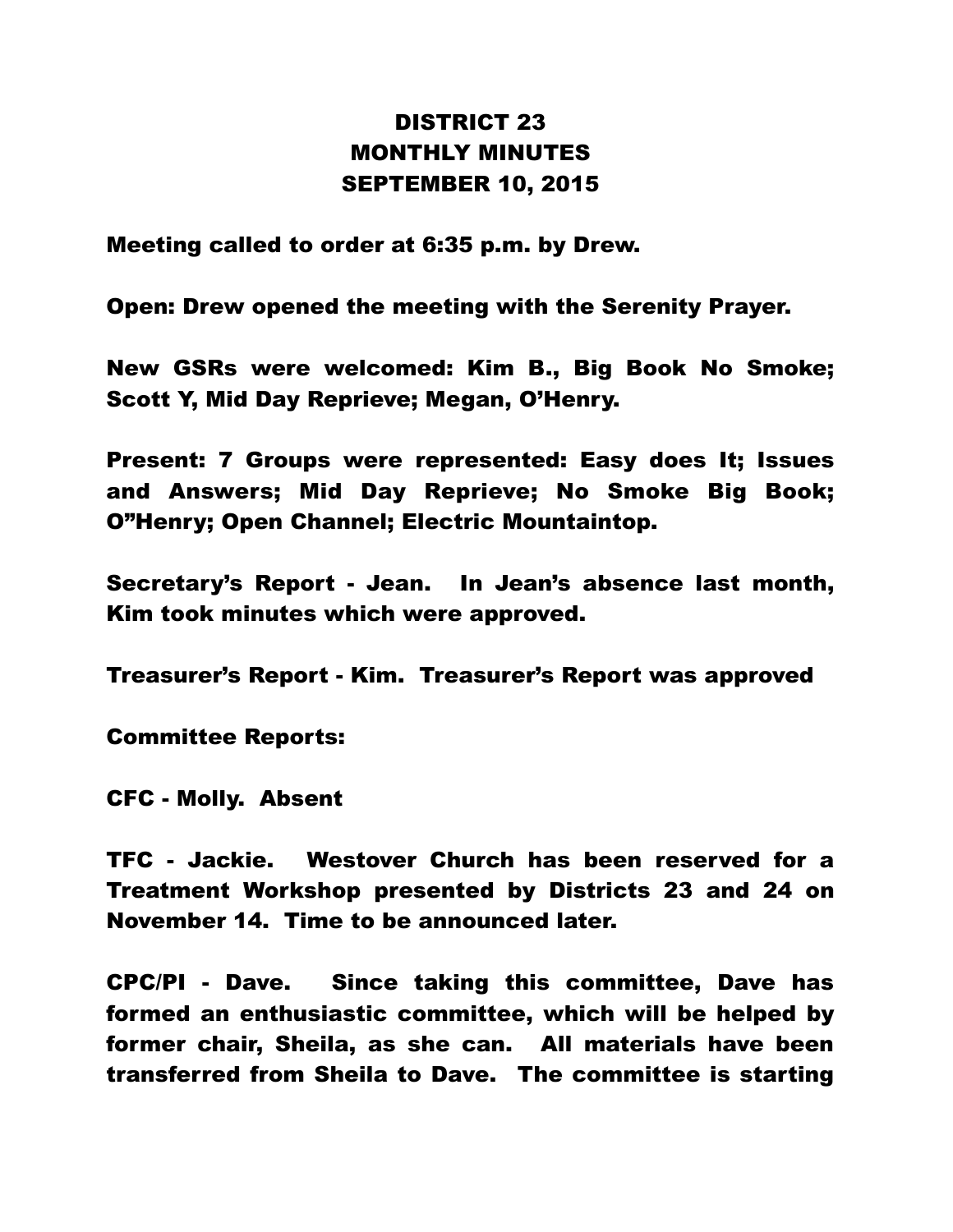# DISTRICT 23
# MONTHLY MINUTES
# SEPTEMBER 10, 2015

**Meeting called to order at 6:35 p.m. by Drew.**

**Open: Drew opened the meeting with the Serenity Prayer.**

**New GSRs were welcomed: Kim B., Big Book No Smoke; Scott Y, Mid Day Reprieve; Megan, O'Henry.**

**Present: 7 Groups were represented: Easy does It; Issues and Answers; Mid Day Reprieve; No Smoke Big Book; O"Henry; Open Channel; Electric Mountaintop.**

**Secretary's Report - Jean. In Jean's absence last month, Kim took minutes which were approved.**

**Treasurer's Report - Kim. Treasurer's Report was approved**

**Committee Reports:**

**CFC - Molly. Absent**

**TFC - Jackie. Westover Church has been reserved for a Treatment Workshop presented by Districts 23 and 24 on November 14. Time to be announced later.**

**CPC/PI - Dave. Since taking this committee, Dave has formed an enthusiastic committee, which will be helped by former chair, Sheila, as she can. All materials have been transferred from Sheila to Dave. The committee is starting**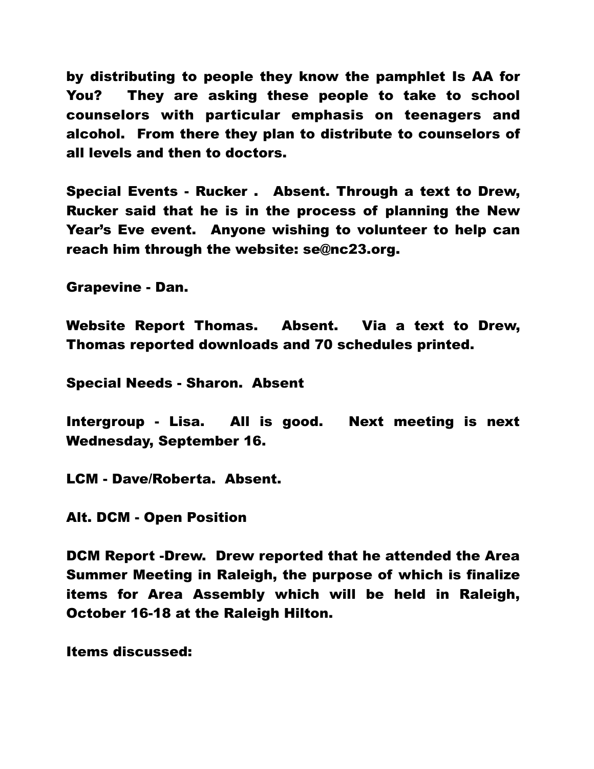by distributing to people they know the pamphlet Is AA for You? They are asking these people to take to school counselors with particular emphasis on teenagers and alcohol. From there they plan to distribute to counselors of all levels and then to doctors.

Special Events - Rucker . Absent. Through a text to Drew, Rucker said that he is in the process of planning the New Year's Eve event. Anyone wishing to volunteer to help can reach him through the website: se@nc23.org.

Grapevine - Dan.

Website Report Thomas. Absent. Via a text to Drew, Thomas reported downloads and 70 schedules printed.

Special Needs - Sharon. Absent

Intergroup - Lisa. All is good. Next meeting is next Wednesday, September 16.

LCM - Dave/Roberta. Absent.

Alt. DCM - Open Position

DCM Report -Drew. Drew reported that he attended the Area Summer Meeting in Raleigh, the purpose of which is finalize items for Area Assembly which will be held in Raleigh, October 16-18 at the Raleigh Hilton.

Items discussed: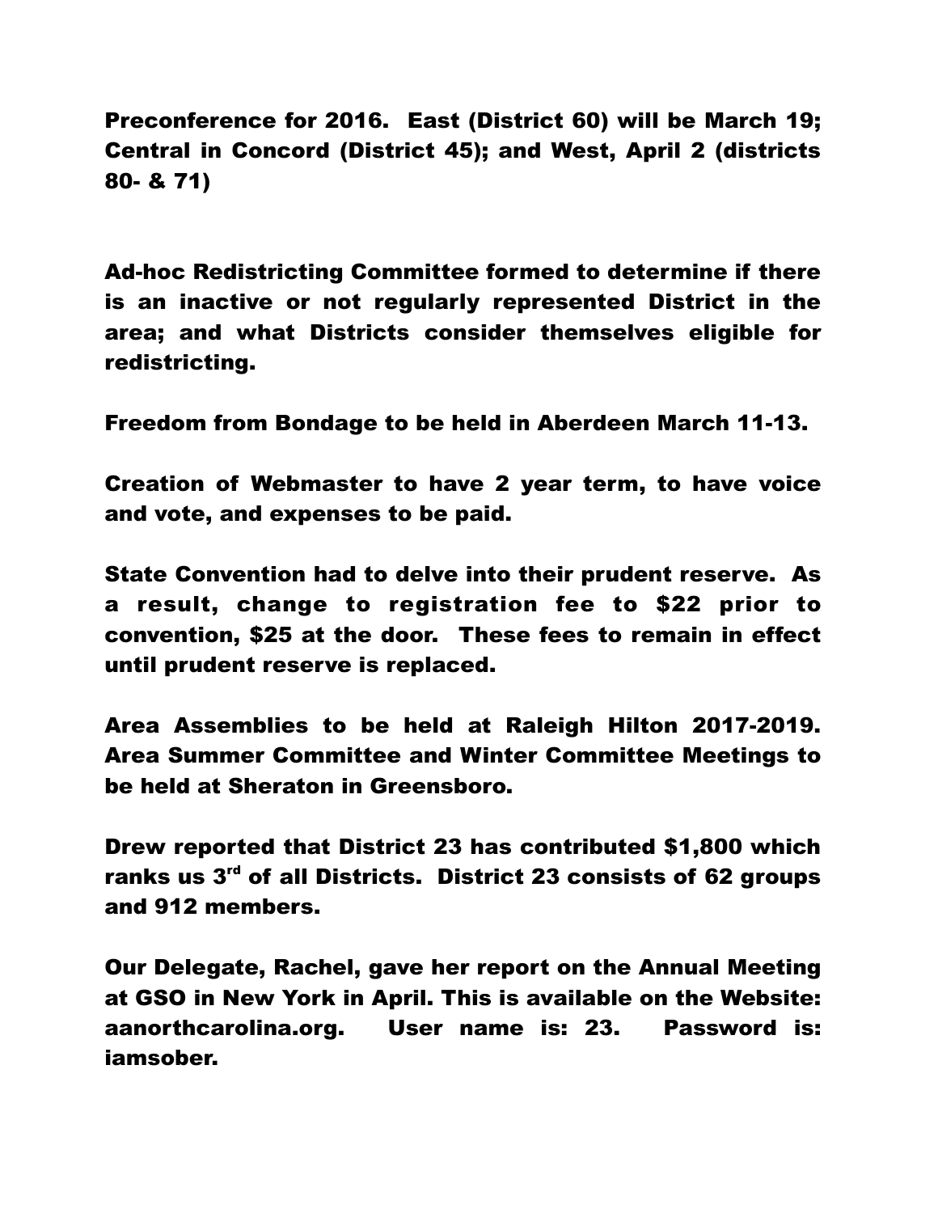Preconference for 2016. East (District 60) will be March 19; Central in Concord (District 45); and West, April 2 (districts 80- & 71)

Ad-hoc Redistricting Committee formed to determine if there is an inactive or not regularly represented District in the area; and what Districts consider themselves eligible for redistricting.

Freedom from Bondage to be held in Aberdeen March 11-13.

Creation of Webmaster to have 2 year term, to have voice and vote, and expenses to be paid.

State Convention had to delve into their prudent reserve. As a result, change to registration fee to $22 prior to convention, $25 at the door. These fees to remain in effect until prudent reserve is replaced.

Area Assemblies to be held at Raleigh Hilton 2017-2019. Area Summer Committee and Winter Committee Meetings to be held at Sheraton in Greensboro.

Drew reported that District 23 has contributed $1,800 which ranks us 3rd of all Districts. District 23 consists of 62 groups and 912 members.

Our Delegate, Rachel, gave her report on the Annual Meeting at GSO in New York in April. This is available on the Website: aanorthcarolina.org. User name is: 23. Password is: iamsober.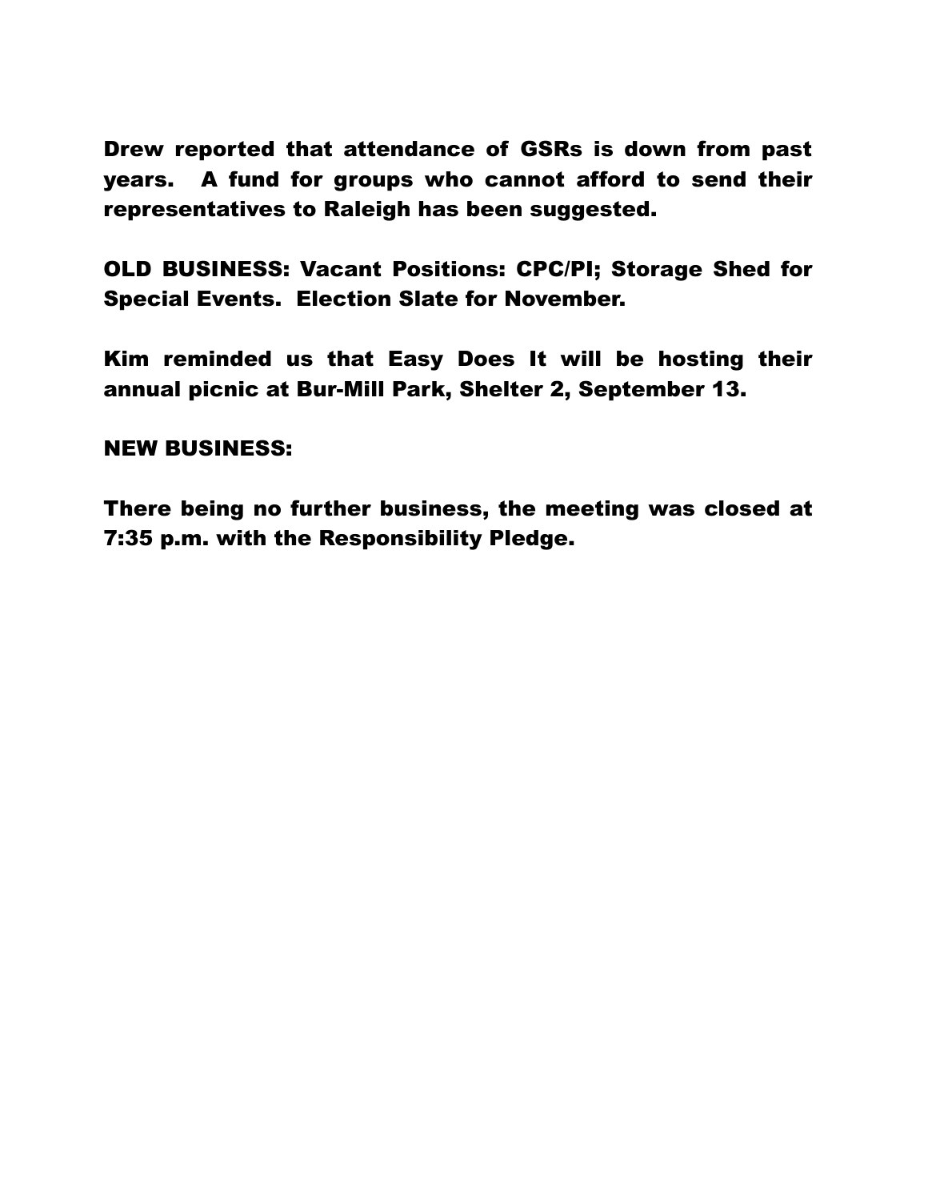**Drew reported that attendance of GSRs is down from past years. A fund for groups who cannot afford to send their representatives to Raleigh has been suggested.**

**OLD BUSINESS: Vacant Positions: CPC/PI; Storage Shed for Special Events. Election Slate for November.**

**Kim reminded us that Easy Does It will be hosting their annual picnic at Bur-Mill Park, Shelter 2, September 13.**

**NEW BUSINESS:**

**There being no further business, the meeting was closed at 7:35 p.m. with the Responsibility Pledge.**